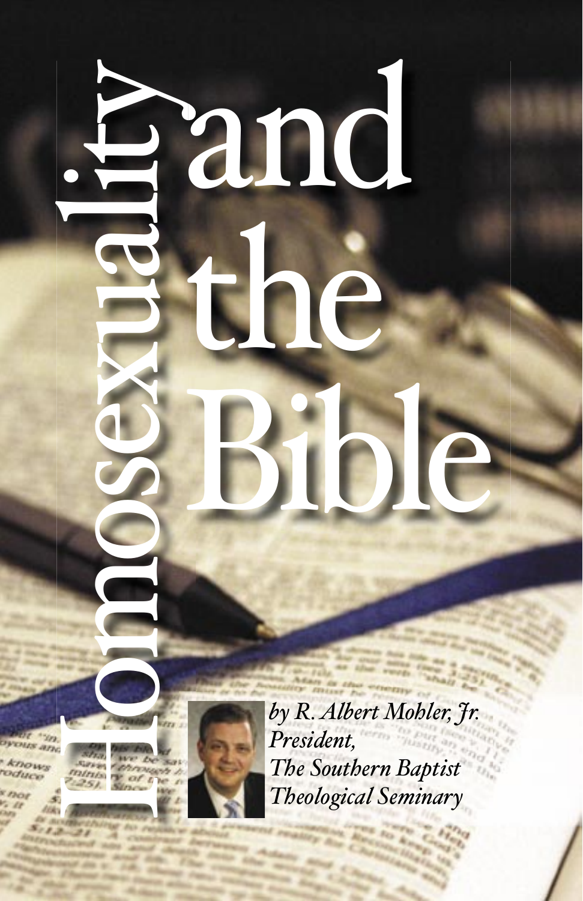# Homosexuality and the Bible

*by R. Albert Mohler, Jr.*
*President,*
*The Southern Baptist Theological Seminary*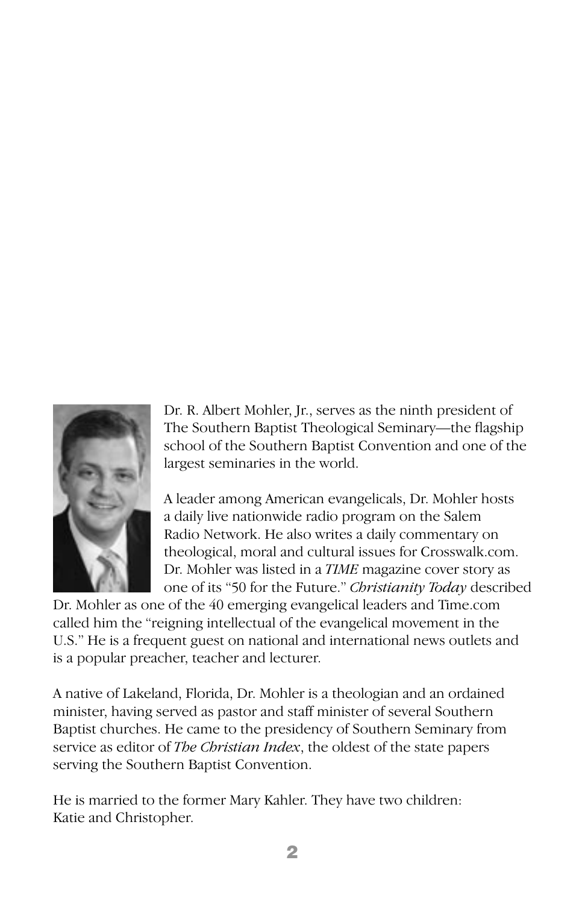Dr. R. Albert Mohler, Jr., serves as the ninth president of The Southern Baptist Theological Seminary—the flagship school of the Southern Baptist Convention and one of the largest seminaries in the world.

A leader among American evangelicals, Dr. Mohler hosts a daily live nationwide radio program on the Salem Radio Network. He also writes a daily commentary on theological, moral and cultural issues for Crosswalk.com. Dr. Mohler was listed in a *TIME* magazine cover story as one of its "50 for the Future." *Christianity Today* described Dr. Mohler as one of the 40 emerging evangelical leaders and Time.com called him the "reigning intellectual of the evangelical movement in the U.S." He is a frequent guest on national and international news outlets and is a popular preacher, teacher and lecturer.

A native of Lakeland, Florida, Dr. Mohler is a theologian and an ordained minister, having served as pastor and staff minister of several Southern Baptist churches. He came to the presidency of Southern Seminary from service as editor of *The Christian Index*, the oldest of the state papers serving the Southern Baptist Convention.

He is married to the former Mary Kahler. They have two children: Katie and Christopher.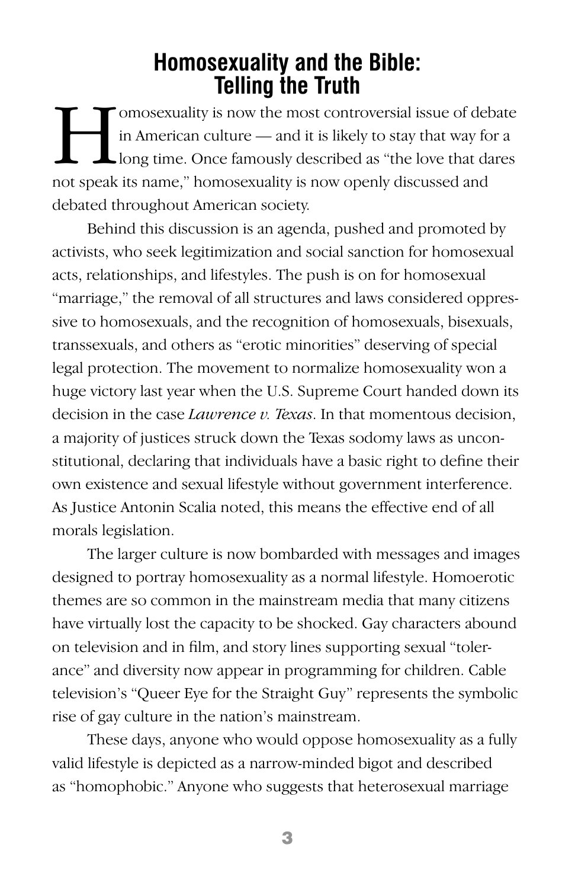# Homosexuality and the Bible: Telling the Truth

Homosexuality is now the most controversial issue of debate in American culture — and it is likely to stay that way for a long time. Once famously described as "the love that dares not speak its name," homosexuality is now openly discussed and debated throughout American society.

Behind this discussion is an agenda, pushed and promoted by activists, who seek legitimization and social sanction for homosexual acts, relationships, and lifestyles. The push is on for homosexual "marriage," the removal of all structures and laws considered oppressive to homosexuals, and the recognition of homosexuals, bisexuals, transsexuals, and others as "erotic minorities" deserving of special legal protection. The movement to normalize homosexuality won a huge victory last year when the U.S. Supreme Court handed down its decision in the case *Lawrence v. Texas*. In that momentous decision, a majority of justices struck down the Texas sodomy laws as unconstitutional, declaring that individuals have a basic right to define their own existence and sexual lifestyle without government interference. As Justice Antonin Scalia noted, this means the effective end of all morals legislation.

The larger culture is now bombarded with messages and images designed to portray homosexuality as a normal lifestyle. Homoerotic themes are so common in the mainstream media that many citizens have virtually lost the capacity to be shocked. Gay characters abound on television and in film, and story lines supporting sexual "tolerance" and diversity now appear in programming for children. Cable television's "Queer Eye for the Straight Guy" represents the symbolic rise of gay culture in the nation's mainstream.

These days, anyone who would oppose homosexuality as a fully valid lifestyle is depicted as a narrow-minded bigot and described as "homophobic." Anyone who suggests that heterosexual marriage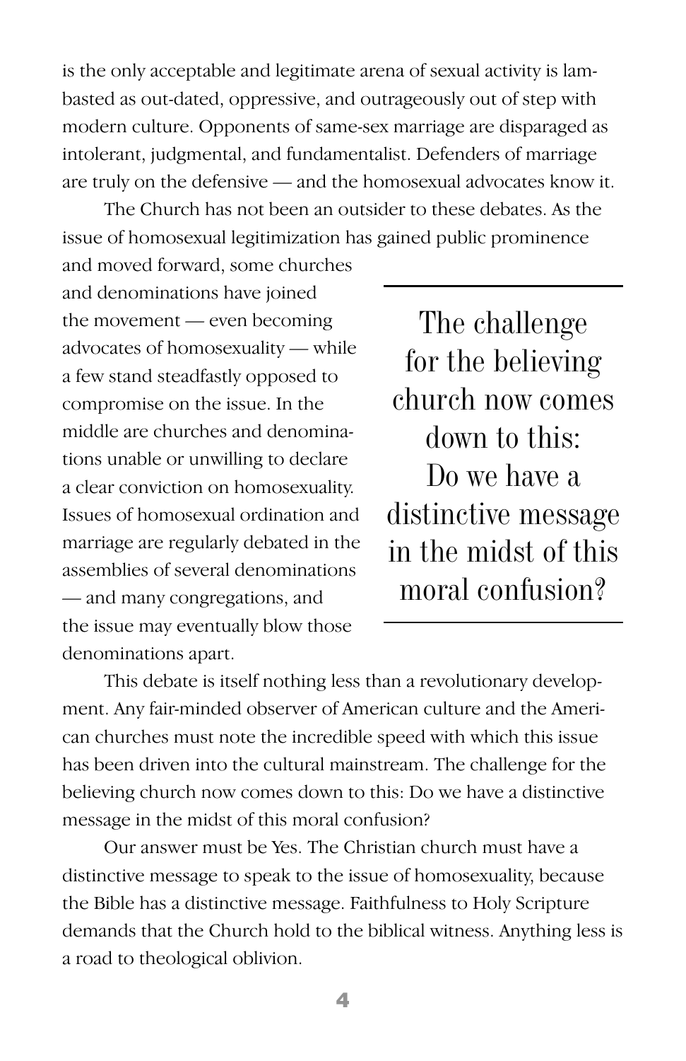is the only acceptable and legitimate arena of sexual activity is lambasted as out-dated, oppressive, and outrageously out of step with modern culture. Opponents of same-sex marriage are disparaged as intolerant, judgmental, and fundamentalist. Defenders of marriage are truly on the defensive — and the homosexual advocates know it.

The Church has not been an outsider to these debates. As the issue of homosexual legitimization has gained public prominence and moved forward, some churches and denominations have joined the movement — even becoming advocates of homosexuality — while a few stand steadfastly opposed to compromise on the issue. In the middle are churches and denominations unable or unwilling to declare a clear conviction on homosexuality. Issues of homosexual ordination and marriage are regularly debated in the assemblies of several denominations — and many congregations, and the issue may eventually blow those denominations apart.

> The challenge for the believing church now comes down to this: Do we have a distinctive message in the midst of this moral confusion?

This debate is itself nothing less than a revolutionary development. Any fair-minded observer of American culture and the American churches must note the incredible speed with which this issue has been driven into the cultural mainstream. The challenge for the believing church now comes down to this: Do we have a distinctive message in the midst of this moral confusion?

Our answer must be Yes. The Christian church must have a distinctive message to speak to the issue of homosexuality, because the Bible has a distinctive message. Faithfulness to Holy Scripture demands that the Church hold to the biblical witness. Anything less is a road to theological oblivion.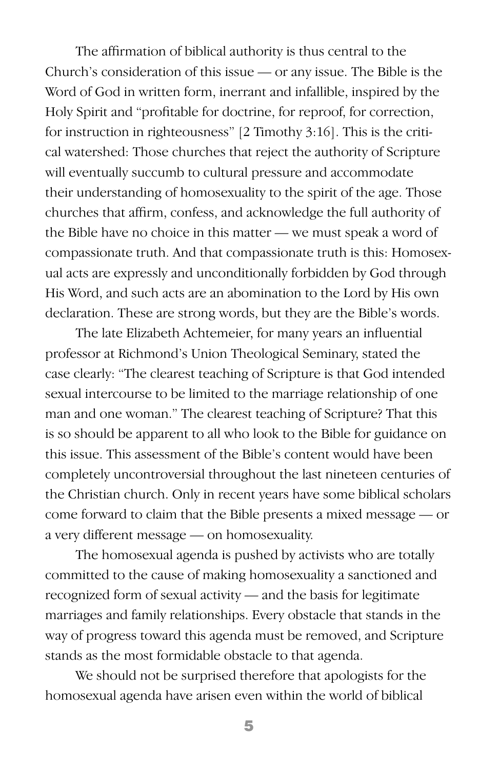The affirmation of biblical authority is thus central to the Church's consideration of this issue — or any issue. The Bible is the Word of God in written form, inerrant and infallible, inspired by the Holy Spirit and "profitable for doctrine, for reproof, for correction, for instruction in righteousness" [2 Timothy 3:16]. This is the critical watershed: Those churches that reject the authority of Scripture will eventually succumb to cultural pressure and accommodate their understanding of homosexuality to the spirit of the age. Those churches that affirm, confess, and acknowledge the full authority of the Bible have no choice in this matter — we must speak a word of compassionate truth. And that compassionate truth is this: Homosexual acts are expressly and unconditionally forbidden by God through His Word, and such acts are an abomination to the Lord by His own declaration. These are strong words, but they are the Bible's words.

The late Elizabeth Achtemeier, for many years an influential professor at Richmond's Union Theological Seminary, stated the case clearly: "The clearest teaching of Scripture is that God intended sexual intercourse to be limited to the marriage relationship of one man and one woman." The clearest teaching of Scripture? That this is so should be apparent to all who look to the Bible for guidance on this issue. This assessment of the Bible's content would have been completely uncontroversial throughout the last nineteen centuries of the Christian church. Only in recent years have some biblical scholars come forward to claim that the Bible presents a mixed message — or a very different message — on homosexuality.

The homosexual agenda is pushed by activists who are totally committed to the cause of making homosexuality a sanctioned and recognized form of sexual activity — and the basis for legitimate marriages and family relationships. Every obstacle that stands in the way of progress toward this agenda must be removed, and Scripture stands as the most formidable obstacle to that agenda.

We should not be surprised therefore that apologists for the homosexual agenda have arisen even within the world of biblical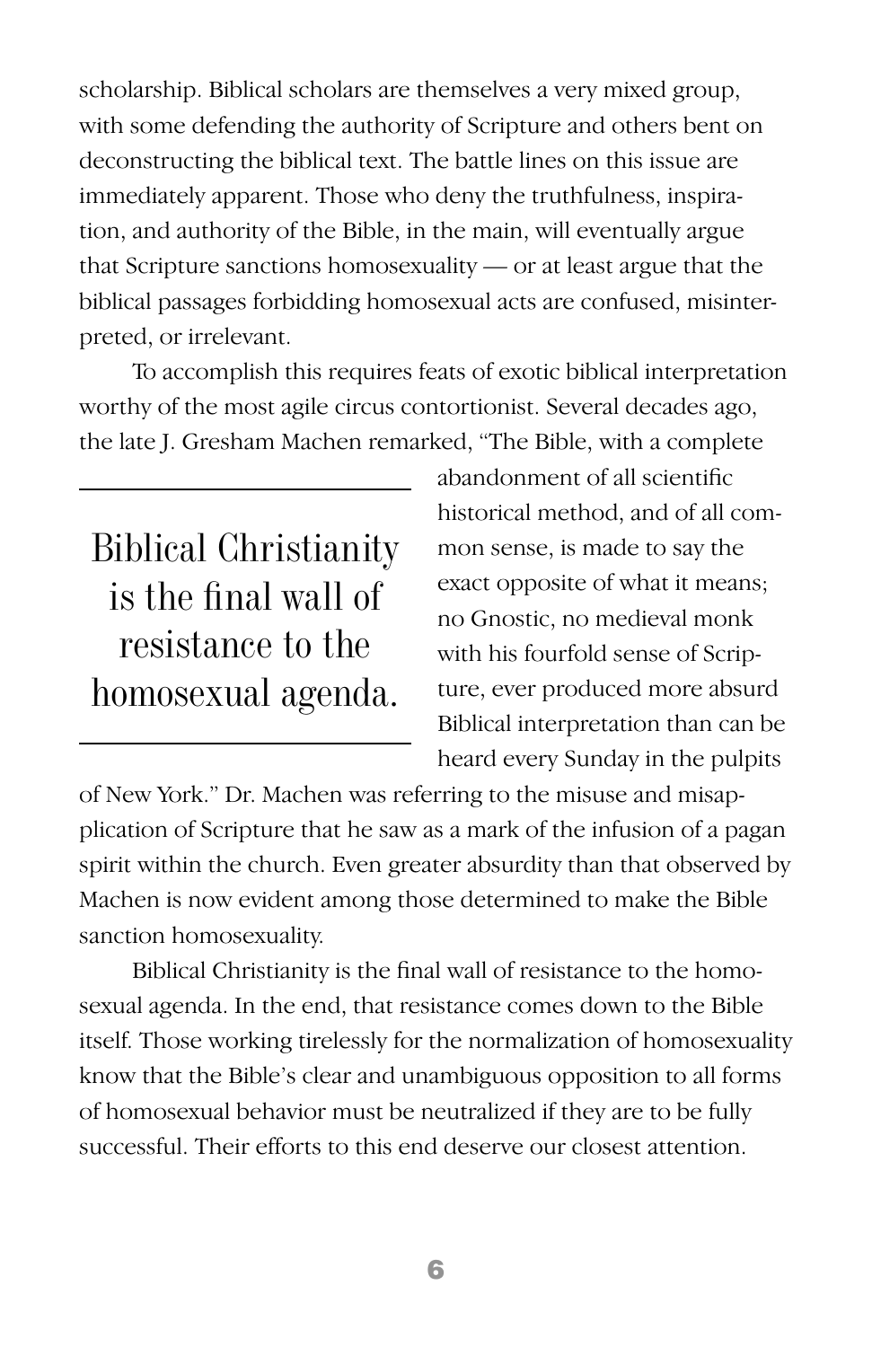scholarship. Biblical scholars are themselves a very mixed group, with some defending the authority of Scripture and others bent on deconstructing the biblical text. The battle lines on this issue are immediately apparent. Those who deny the truthfulness, inspiration, and authority of the Bible, in the main, will eventually argue that Scripture sanctions homosexuality — or at least argue that the biblical passages forbidding homosexual acts are confused, misinterpreted, or irrelevant.

To accomplish this requires feats of exotic biblical interpretation worthy of the most agile circus contortionist. Several decades ago, the late J. Gresham Machen remarked, "The Bible, with a complete abandonment of all scientific historical method, and of all common sense, is made to say the exact opposite of what it means; no Gnostic, no medieval monk with his fourfold sense of Scripture, ever produced more absurd Biblical interpretation than can be heard every Sunday in the pulpits of New York." Dr. Machen was referring to the misuse and misapplication of Scripture that he saw as a mark of the infusion of a pagan spirit within the church. Even greater absurdity than that observed by Machen is now evident among those determined to make the Bible sanction homosexuality.

> Biblical Christianity is the final wall of resistance to the homosexual agenda.

Biblical Christianity is the final wall of resistance to the homosexual agenda. In the end, that resistance comes down to the Bible itself. Those working tirelessly for the normalization of homosexuality know that the Bible's clear and unambiguous opposition to all forms of homosexual behavior must be neutralized if they are to be fully successful. Their efforts to this end deserve our closest attention.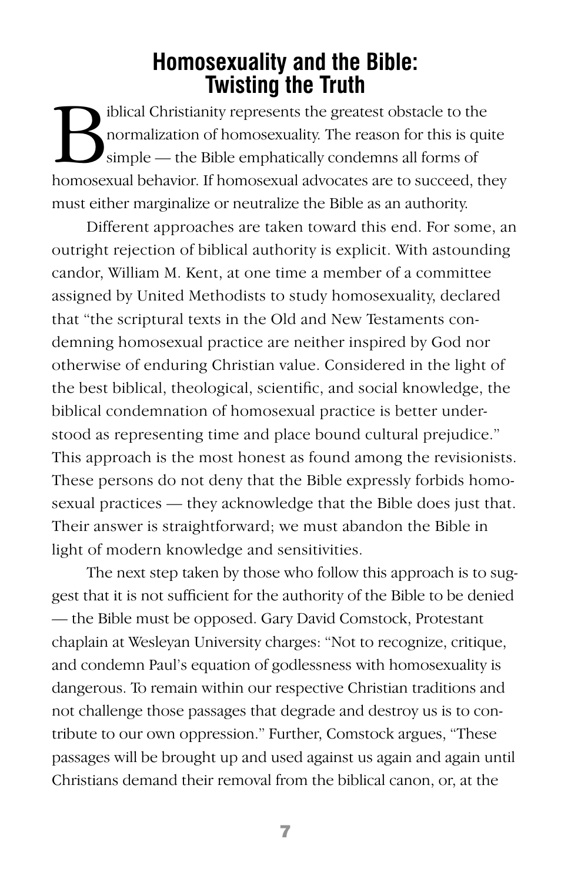# Homosexuality and the Bible: Twisting the Truth

Biblical Christianity represents the greatest obstacle to the normalization of homosexuality. The reason for this is quite simple — the Bible emphatically condemns all forms of homosexual behavior. If homosexual advocates are to succeed, they must either marginalize or neutralize the Bible as an authority.

Different approaches are taken toward this end. For some, an outright rejection of biblical authority is explicit. With astounding candor, William M. Kent, at one time a member of a committee assigned by United Methodists to study homosexuality, declared that "the scriptural texts in the Old and New Testaments condemning homosexual practice are neither inspired by God nor otherwise of enduring Christian value. Considered in the light of the best biblical, theological, scientific, and social knowledge, the biblical condemnation of homosexual practice is better understood as representing time and place bound cultural prejudice." This approach is the most honest as found among the revisionists. These persons do not deny that the Bible expressly forbids homosexual practices — they acknowledge that the Bible does just that. Their answer is straightforward; we must abandon the Bible in light of modern knowledge and sensitivities.

The next step taken by those who follow this approach is to suggest that it is not sufficient for the authority of the Bible to be denied — the Bible must be opposed. Gary David Comstock, Protestant chaplain at Wesleyan University charges: "Not to recognize, critique, and condemn Paul's equation of godlessness with homosexuality is dangerous. To remain within our respective Christian traditions and not challenge those passages that degrade and destroy us is to contribute to our own oppression." Further, Comstock argues, "These passages will be brought up and used against us again and again until Christians demand their removal from the biblical canon, or, at the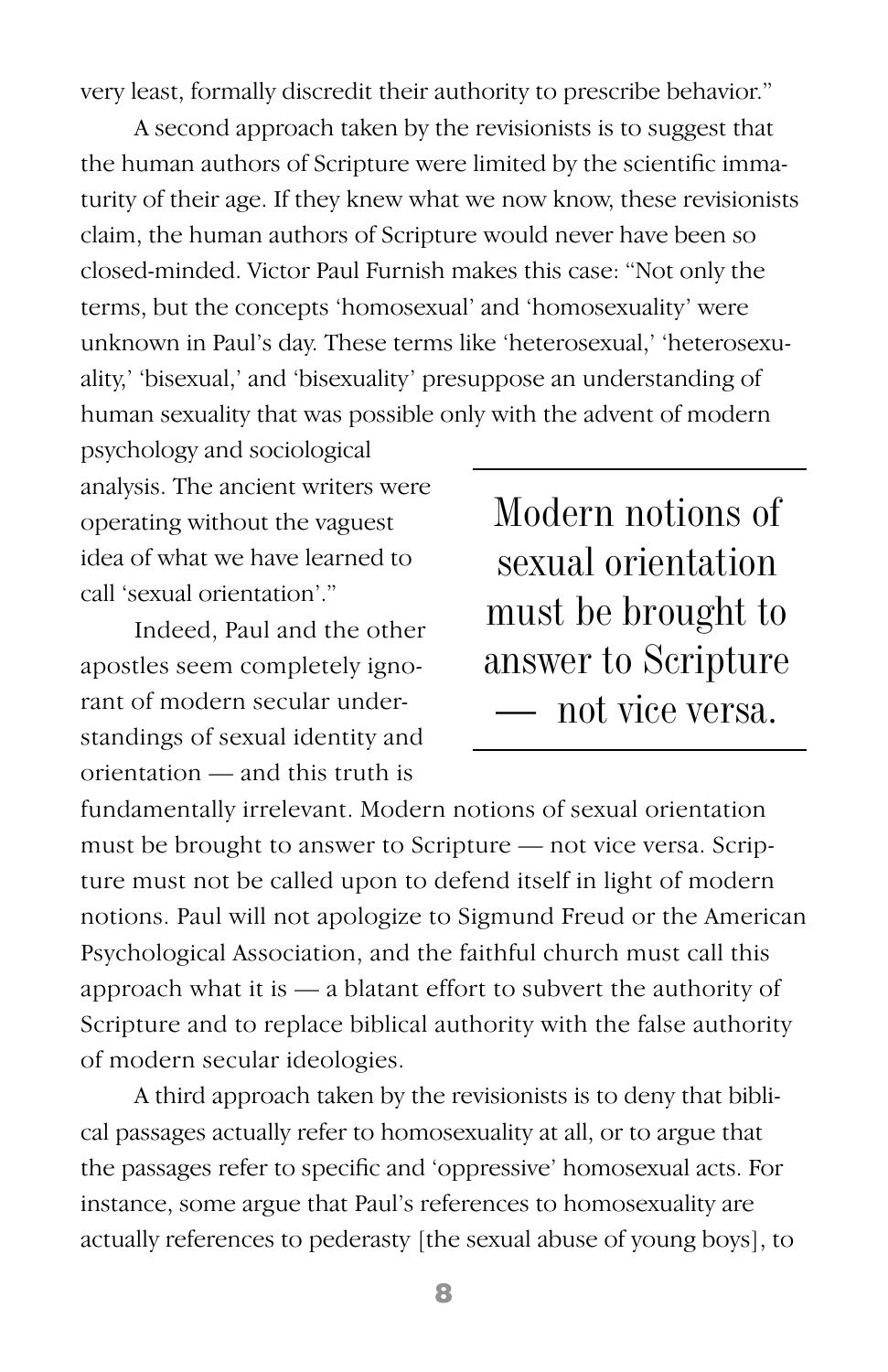very least, formally discredit their authority to prescribe behavior."

A second approach taken by the revisionists is to suggest that the human authors of Scripture were limited by the scientific immaturity of their age. If they knew what we now know, these revisionists claim, the human authors of Scripture would never have been so closed-minded. Victor Paul Furnish makes this case: "Not only the terms, but the concepts 'homosexual' and 'homosexuality' were unknown in Paul's day. These terms like 'heterosexual,' 'heterosexuality,' 'bisexual,' and 'bisexuality' presuppose an understanding of human sexuality that was possible only with the advent of modern psychology and sociological analysis. The ancient writers were operating without the vaguest idea of what we have learned to call 'sexual orientation'."

> Modern notions of sexual orientation must be brought to answer to Scripture — not vice versa.

Indeed, Paul and the other apostles seem completely ignorant of modern secular understandings of sexual identity and orientation — and this truth is fundamentally irrelevant. Modern notions of sexual orientation must be brought to answer to Scripture — not vice versa. Scripture must not be called upon to defend itself in light of modern notions. Paul will not apologize to Sigmund Freud or the American Psychological Association, and the faithful church must call this approach what it is — a blatant effort to subvert the authority of Scripture and to replace biblical authority with the false authority of modern secular ideologies.

A third approach taken by the revisionists is to deny that biblical passages actually refer to homosexuality at all, or to argue that the passages refer to specific and 'oppressive' homosexual acts. For instance, some argue that Paul's references to homosexuality are actually references to pederasty [the sexual abuse of young boys], to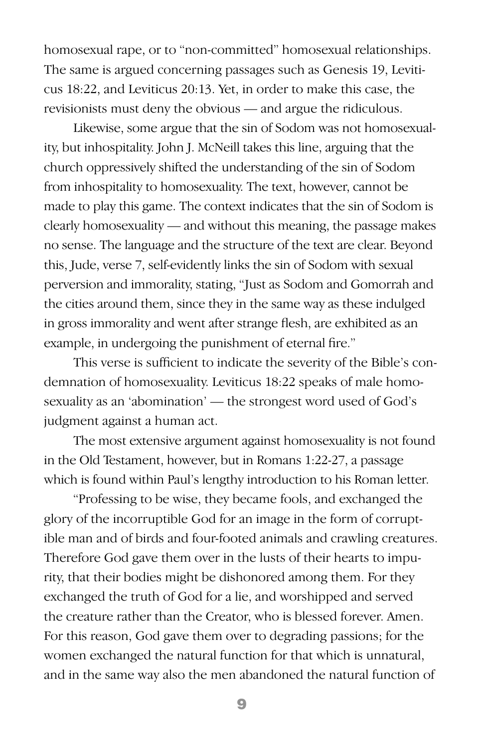homosexual rape, or to "non-committed" homosexual relationships. The same is argued concerning passages such as Genesis 19, Leviticus 18:22, and Leviticus 20:13. Yet, in order to make this case, the revisionists must deny the obvious — and argue the ridiculous.

Likewise, some argue that the sin of Sodom was not homosexuality, but inhospitality. John J. McNeill takes this line, arguing that the church oppressively shifted the understanding of the sin of Sodom from inhospitality to homosexuality. The text, however, cannot be made to play this game. The context indicates that the sin of Sodom is clearly homosexuality — and without this meaning, the passage makes no sense. The language and the structure of the text are clear. Beyond this, Jude, verse 7, self-evidently links the sin of Sodom with sexual perversion and immorality, stating, "Just as Sodom and Gomorrah and the cities around them, since they in the same way as these indulged in gross immorality and went after strange flesh, are exhibited as an example, in undergoing the punishment of eternal fire."

This verse is sufficient to indicate the severity of the Bible's condemnation of homosexuality. Leviticus 18:22 speaks of male homosexuality as an 'abomination' — the strongest word used of God's judgment against a human act.

The most extensive argument against homosexuality is not found in the Old Testament, however, but in Romans 1:22-27, a passage which is found within Paul's lengthy introduction to his Roman letter.

"Professing to be wise, they became fools, and exchanged the glory of the incorruptible God for an image in the form of corruptible man and of birds and four-footed animals and crawling creatures. Therefore God gave them over in the lusts of their hearts to impurity, that their bodies might be dishonored among them. For they exchanged the truth of God for a lie, and worshipped and served the creature rather than the Creator, who is blessed forever. Amen. For this reason, God gave them over to degrading passions; for the women exchanged the natural function for that which is unnatural, and in the same way also the men abandoned the natural function of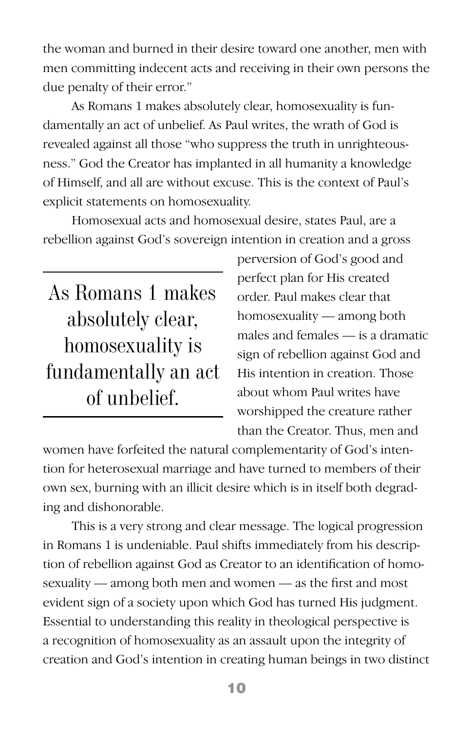the woman and burned in their desire toward one another, men with men committing indecent acts and receiving in their own persons the due penalty of their error."

As Romans 1 makes absolutely clear, homosexuality is fundamentally an act of unbelief. As Paul writes, the wrath of God is revealed against all those "who suppress the truth in unrighteousness." God the Creator has implanted in all humanity a knowledge of Himself, and all are without excuse. This is the context of Paul's explicit statements on homosexuality.

Homosexual acts and homosexual desire, states Paul, are a rebellion against God's sovereign intention in creation and a gross perversion of God's good and perfect plan for His created order. Paul makes clear that homosexuality — among both males and females — is a dramatic sign of rebellion against God and His intention in creation. Those about whom Paul writes have worshipped the creature rather than the Creator. Thus, men and women have forfeited the natural complementarity of God's intention for heterosexual marriage and have turned to members of their own sex, burning with an illicit desire which is in itself both degrading and dishonorable.

> As Romans 1 makes absolutely clear, homosexuality is fundamentally an act of unbelief.

This is a very strong and clear message. The logical progression in Romans 1 is undeniable. Paul shifts immediately from his description of rebellion against God as Creator to an identification of homosexuality — among both men and women — as the first and most evident sign of a society upon which God has turned His judgment. Essential to understanding this reality in theological perspective is a recognition of homosexuality as an assault upon the integrity of creation and God's intention in creating human beings in two distinct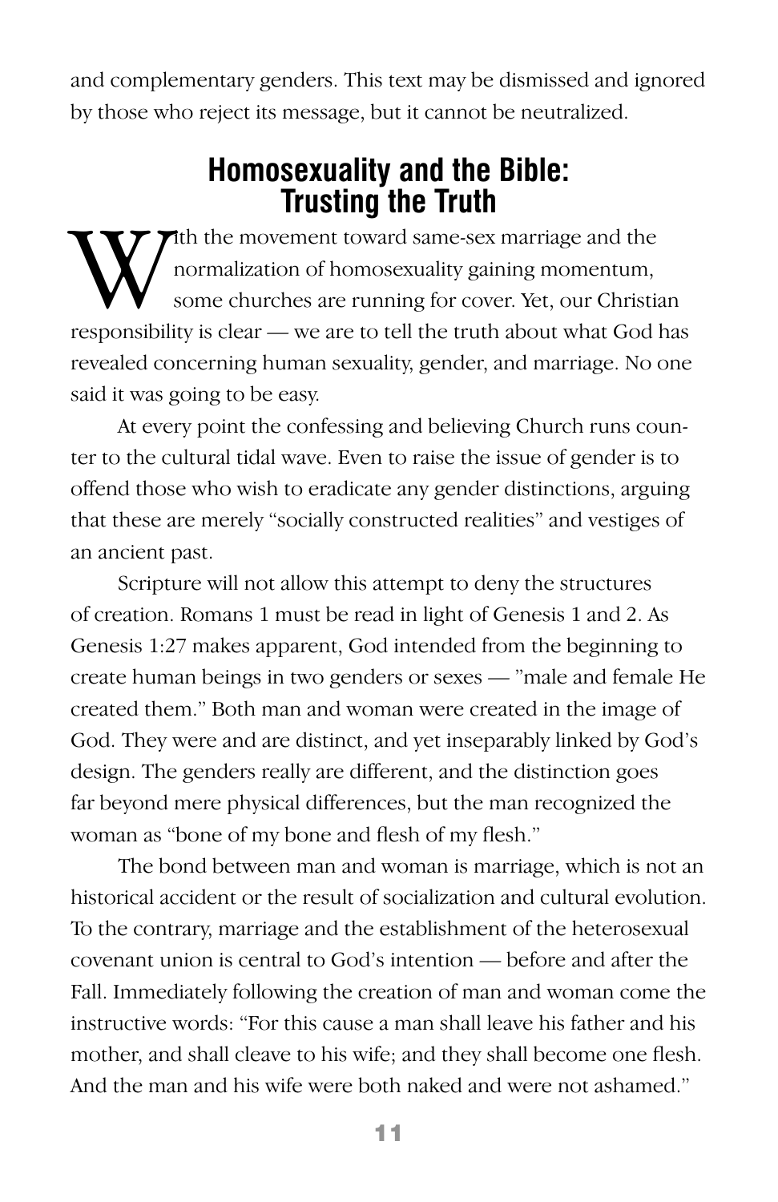and complementary genders. This text may be dismissed and ignored by those who reject its message, but it cannot be neutralized.

## Homosexuality and the Bible: Trusting the Truth

With the movement toward same-sex marriage and the normalization of homosexuality gaining momentum, some churches are running for cover. Yet, our Christian responsibility is clear — we are to tell the truth about what God has revealed concerning human sexuality, gender, and marriage. No one said it was going to be easy.

At every point the confessing and believing Church runs counter to the cultural tidal wave. Even to raise the issue of gender is to offend those who wish to eradicate any gender distinctions, arguing that these are merely "socially constructed realities" and vestiges of an ancient past.

Scripture will not allow this attempt to deny the structures of creation. Romans 1 must be read in light of Genesis 1 and 2. As Genesis 1:27 makes apparent, God intended from the beginning to create human beings in two genders or sexes — "male and female He created them." Both man and woman were created in the image of God. They were and are distinct, and yet inseparably linked by God's design. The genders really are different, and the distinction goes far beyond mere physical differences, but the man recognized the woman as "bone of my bone and flesh of my flesh."

The bond between man and woman is marriage, which is not an historical accident or the result of socialization and cultural evolution. To the contrary, marriage and the establishment of the heterosexual covenant union is central to God's intention — before and after the Fall. Immediately following the creation of man and woman come the instructive words: "For this cause a man shall leave his father and his mother, and shall cleave to his wife; and they shall become one flesh. And the man and his wife were both naked and were not ashamed."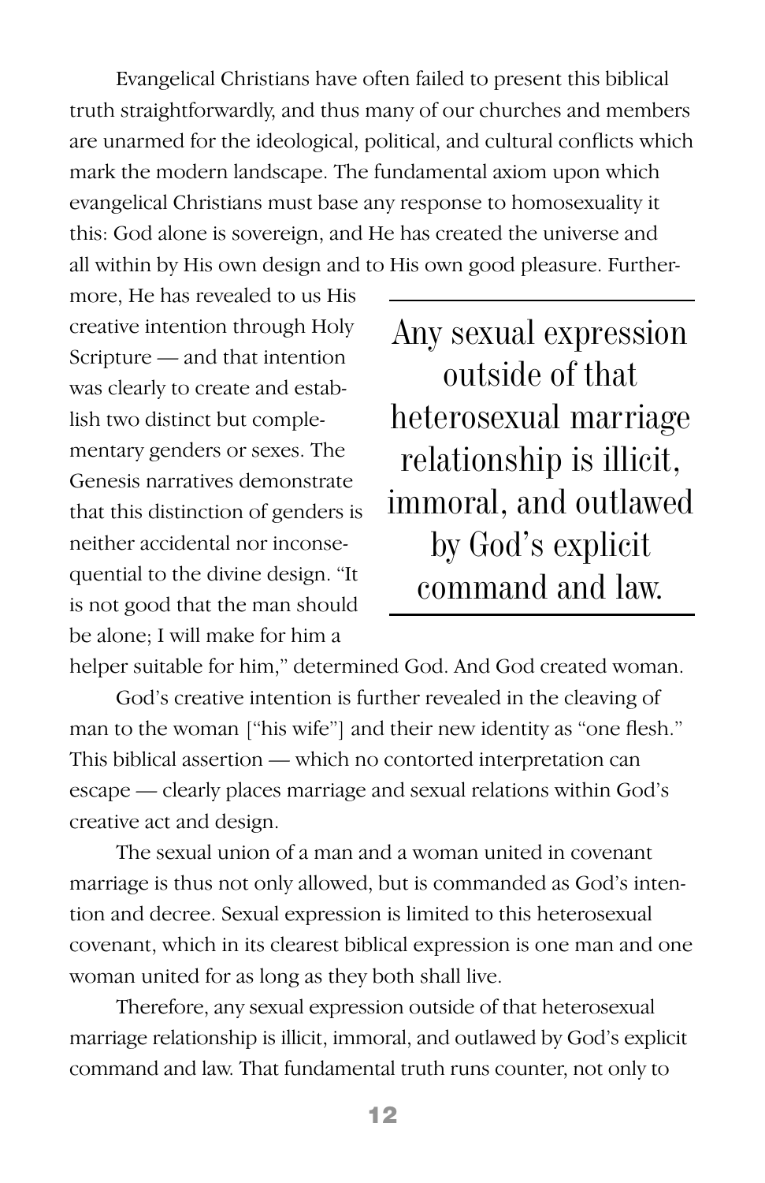Evangelical Christians have often failed to present this biblical truth straightforwardly, and thus many of our churches and members are unarmed for the ideological, political, and cultural conflicts which mark the modern landscape. The fundamental axiom upon which evangelical Christians must base any response to homosexuality it this: God alone is sovereign, and He has created the universe and all within by His own design and to His own good pleasure. Furthermore, He has revealed to us His creative intention through Holy Scripture — and that intention was clearly to create and establish two distinct but complementary genders or sexes. The Genesis narratives demonstrate that this distinction of genders is neither accidental nor inconsequential to the divine design. "It is not good that the man should be alone; I will make for him a helper suitable for him," determined God. And God created woman.

> Any sexual expression outside of that heterosexual marriage relationship is illicit, immoral, and outlawed by God's explicit command and law.

God's creative intention is further revealed in the cleaving of man to the woman ["his wife"] and their new identity as "one flesh." This biblical assertion — which no contorted interpretation can escape — clearly places marriage and sexual relations within God's creative act and design.

The sexual union of a man and a woman united in covenant marriage is thus not only allowed, but is commanded as God's intention and decree. Sexual expression is limited to this heterosexual covenant, which in its clearest biblical expression is one man and one woman united for as long as they both shall live.

Therefore, any sexual expression outside of that heterosexual marriage relationship is illicit, immoral, and outlawed by God's explicit command and law. That fundamental truth runs counter, not only to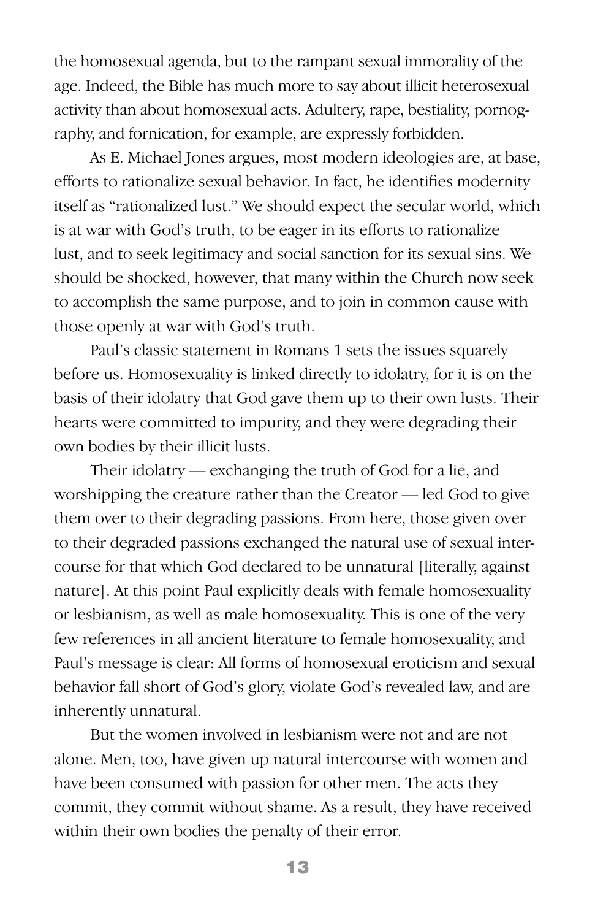the homosexual agenda, but to the rampant sexual immorality of the age. Indeed, the Bible has much more to say about illicit heterosexual activity than about homosexual acts. Adultery, rape, bestiality, pornography, and fornication, for example, are expressly forbidden.

As E. Michael Jones argues, most modern ideologies are, at base, efforts to rationalize sexual behavior. In fact, he identifies modernity itself as "rationalized lust." We should expect the secular world, which is at war with God's truth, to be eager in its efforts to rationalize lust, and to seek legitimacy and social sanction for its sexual sins. We should be shocked, however, that many within the Church now seek to accomplish the same purpose, and to join in common cause with those openly at war with God's truth.

Paul's classic statement in Romans 1 sets the issues squarely before us. Homosexuality is linked directly to idolatry, for it is on the basis of their idolatry that God gave them up to their own lusts. Their hearts were committed to impurity, and they were degrading their own bodies by their illicit lusts.

Their idolatry — exchanging the truth of God for a lie, and worshipping the creature rather than the Creator — led God to give them over to their degrading passions. From here, those given over to their degraded passions exchanged the natural use of sexual intercourse for that which God declared to be unnatural [literally, against nature]. At this point Paul explicitly deals with female homosexuality or lesbianism, as well as male homosexuality. This is one of the very few references in all ancient literature to female homosexuality, and Paul's message is clear: All forms of homosexual eroticism and sexual behavior fall short of God's glory, violate God's revealed law, and are inherently unnatural.

But the women involved in lesbianism were not and are not alone. Men, too, have given up natural intercourse with women and have been consumed with passion for other men. The acts they commit, they commit without shame. As a result, they have received within their own bodies the penalty of their error.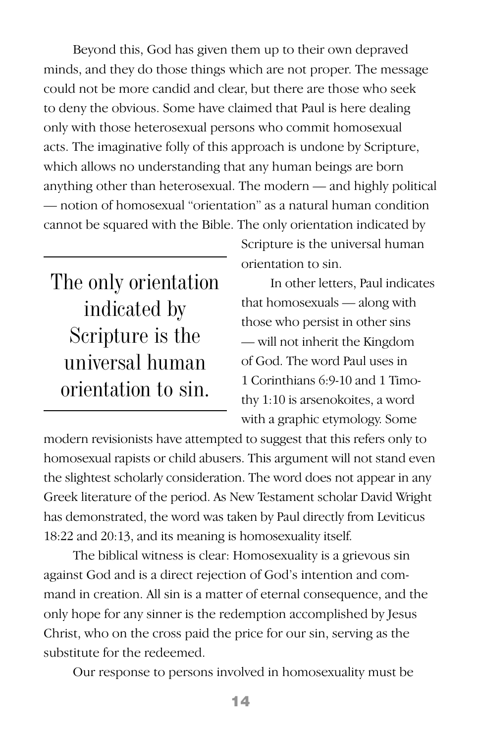Beyond this, God has given them up to their own depraved minds, and they do those things which are not proper. The message could not be more candid and clear, but there are those who seek to deny the obvious. Some have claimed that Paul is here dealing only with those heterosexual persons who commit homosexual acts. The imaginative folly of this approach is undone by Scripture, which allows no understanding that any human beings are born anything other than heterosexual. The modern — and highly political — notion of homosexual "orientation" as a natural human condition cannot be squared with the Bible. The only orientation indicated by Scripture is the universal human orientation to sin.

> The only orientation indicated by Scripture is the universal human orientation to sin.

In other letters, Paul indicates that homosexuals — along with those who persist in other sins — will not inherit the Kingdom of God. The word Paul uses in 1 Corinthians 6:9-10 and 1 Timothy 1:10 is arsenokoites, a word with a graphic etymology. Some modern revisionists have attempted to suggest that this refers only to homosexual rapists or child abusers. This argument will not stand even the slightest scholarly consideration. The word does not appear in any Greek literature of the period. As New Testament scholar David Wright has demonstrated, the word was taken by Paul directly from Leviticus 18:22 and 20:13, and its meaning is homosexuality itself.

The biblical witness is clear: Homosexuality is a grievous sin against God and is a direct rejection of God's intention and command in creation. All sin is a matter of eternal consequence, and the only hope for any sinner is the redemption accomplished by Jesus Christ, who on the cross paid the price for our sin, serving as the substitute for the redeemed.

Our response to persons involved in homosexuality must be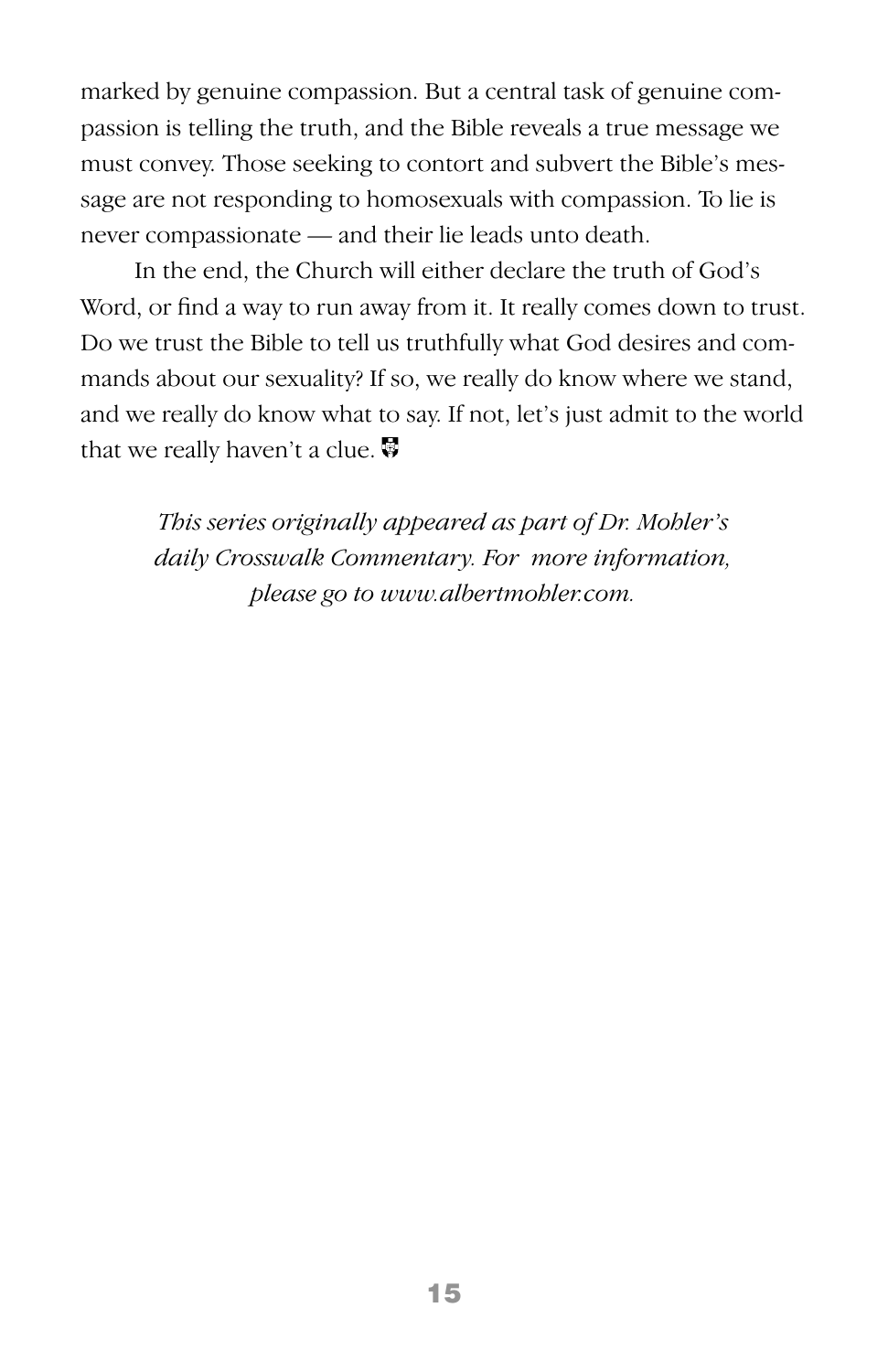marked by genuine compassion. But a central task of genuine compassion is telling the truth, and the Bible reveals a true message we must convey. Those seeking to contort and subvert the Bible's message are not responding to homosexuals with compassion. To lie is never compassionate — and their lie leads unto death.

In the end, the Church will either declare the truth of God's Word, or find a way to run away from it. It really comes down to trust. Do we trust the Bible to tell us truthfully what God desires and commands about our sexuality? If so, we really do know where we stand, and we really do know what to say. If not, let's just admit to the world that we really haven't a clue.

*This series originally appeared as part of Dr. Mohler's daily Crosswalk Commentary. For more information, please go to www.albertmohler.com.*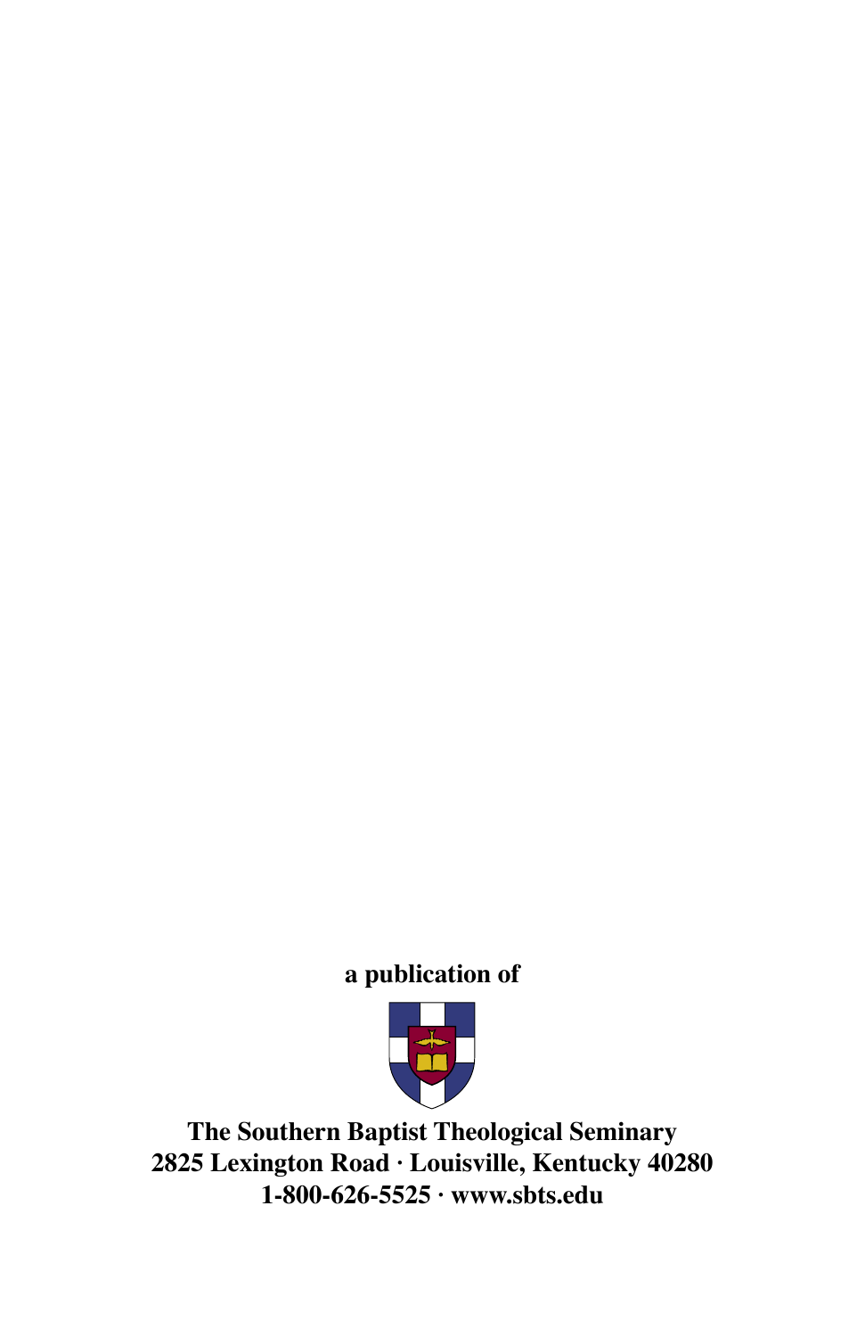**a publication of**

**The Southern Baptist Theological Seminary**
**2825 Lexington Road · Louisville, Kentucky 40280**
**1-800-626-5525 · www.sbts.edu**